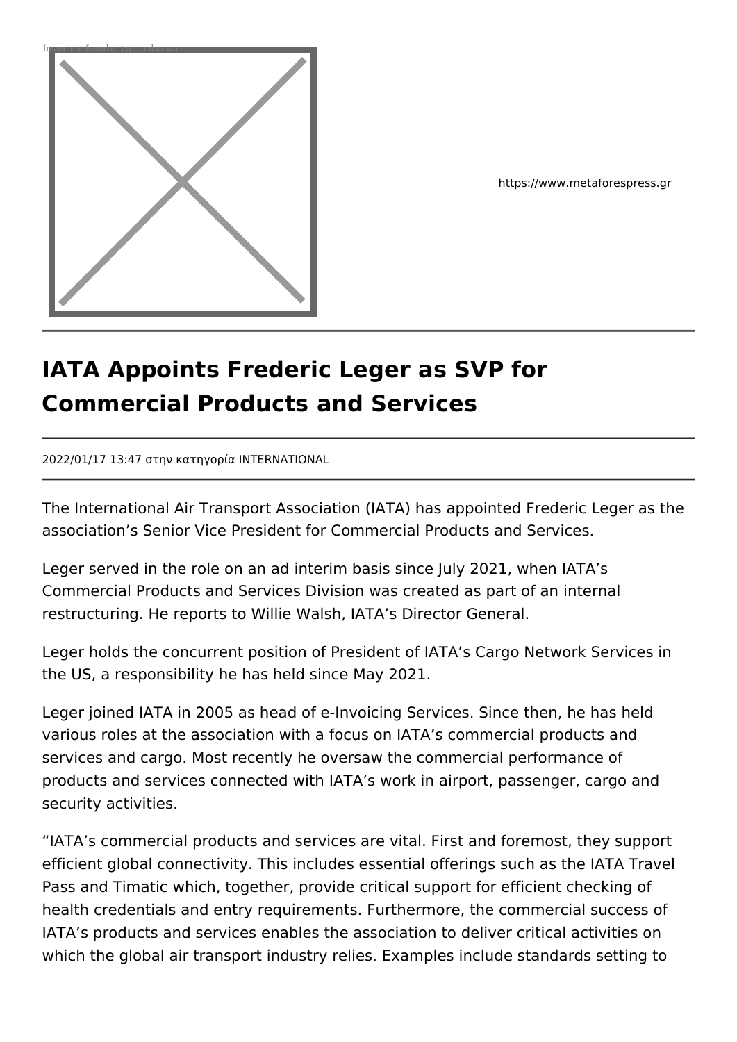https://www.metaforespress.gr

# IATA Appoints Frederic Leger as SVP for Commercial Products and Services

2022/01/17 13:47 στην κατηγορία INTERNATIONAL

The International Air Transport Association (IATA) has appointed Frederic Leger as the association's Senior Vice President for Commercial Products and Services.

Leger served in the role on an ad interim basis since July 2021, when IATA's Commercial Products and Services Division was created as part of an internal restructuring. He reports to Willie Walsh, IATA's Director General.

Leger holds the concurrent position of President of IATA's Cargo Network Services in the US, a responsibility he has held since May 2021.

Leger joined IATA in 2005 as head of e-Invoicing Services. Since then, he has held various roles at the association with a focus on IATA's commercial products and services and cargo. Most recently he oversaw the commercial performance of products and services connected with IATA's work in airport, passenger, cargo and security activities.

"IATA's commercial products and services are vital. First and foremost, they support efficient global connectivity. This includes essential offerings such as the IATA Travel Pass and Timatic which, together, provide critical support for efficient checking of health credentials and entry requirements. Furthermore, the commercial success of IATA's products and services enables the association to deliver critical activities on which the global air transport industry relies. Examples include standards setting to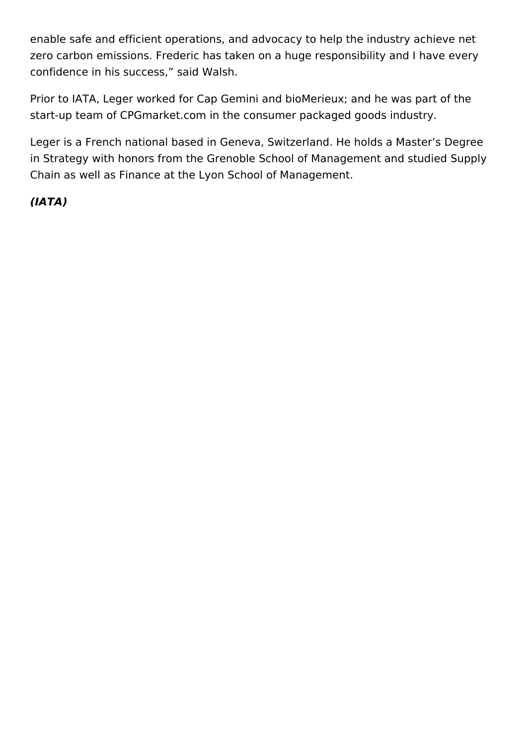enable safe and efficient operations, and advocacy to help the industry achieve net zero carbon emissions. Frederic has taken on a huge responsibility and I have every confidence in his success," said Walsh.

Prior to IATA, Leger worked for Cap Gemini and bioMerieux; and he was part of the start-up team of CPGmarket.com in the consumer packaged goods industry.

Leger is a French national based in Geneva, Switzerland. He holds a Master's Degree in Strategy with honors from the Grenoble School of Management and studied Supply Chain as well as Finance at the Lyon School of Management.

***(IATA)***